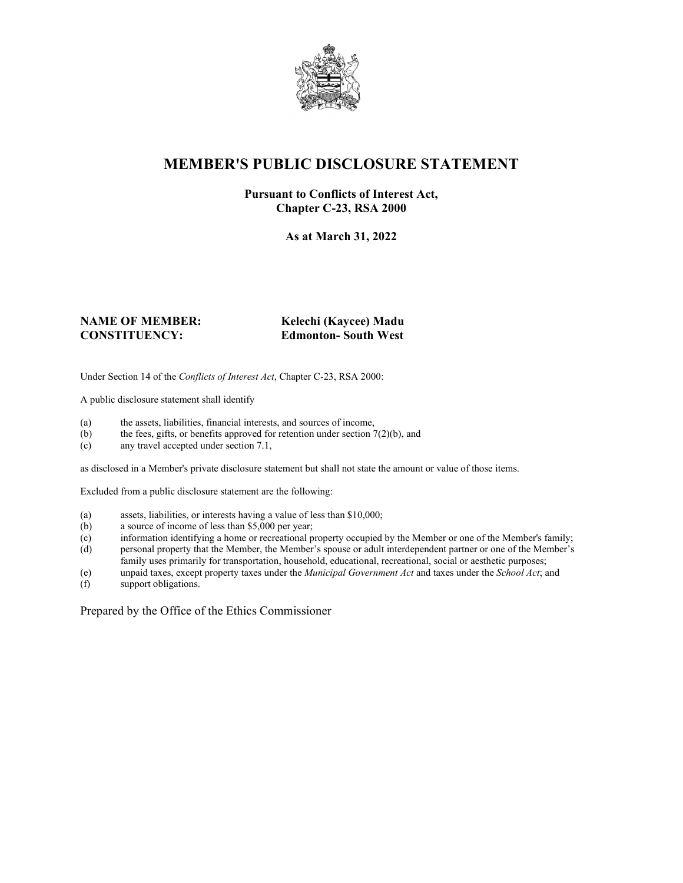# MEMBER'S PUBLIC DISCLOSURE STATEMENT

**Pursuant to Conflicts of Interest Act, Chapter C-23, RSA 2000**

**As at March 31, 2022**

**NAME OF MEMBER:** **Kelechi (Kaycee) Madu**
**CONSTITUENCY:** **Edmonton- South West**

Under Section 14 of the *Conflicts of Interest Act*, Chapter C-23, RSA 2000:

A public disclosure statement shall identify

(a) the assets, liabilities, financial interests, and sources of income,
(b) the fees, gifts, or benefits approved for retention under section 7(2)(b), and
(c) any travel accepted under section 7.1,

as disclosed in a Member's private disclosure statement but shall not state the amount or value of those items.

Excluded from a public disclosure statement are the following:

(a) assets, liabilities, or interests having a value of less than $10,000;
(b) a source of income of less than $5,000 per year;
(c) information identifying a home or recreational property occupied by the Member or one of the Member's family;
(d) personal property that the Member, the Member's spouse or adult interdependent partner or one of the Member's family uses primarily for transportation, household, educational, recreational, social or aesthetic purposes;
(e) unpaid taxes, except property taxes under the *Municipal Government Act* and taxes under the *School Act*; and
(f) support obligations.

Prepared by the Office of the Ethics Commissioner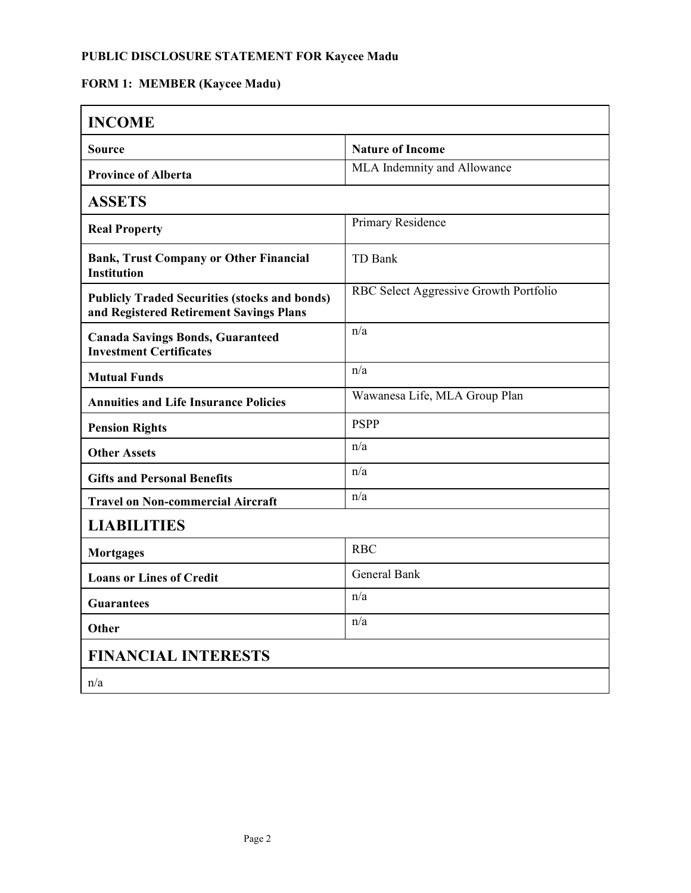**PUBLIC DISCLOSURE STATEMENT FOR Kaycee Madu**

**FORM 1: MEMBER (Kaycee Madu)**

| **INCOME** | |
|---|---|
| **Source** | **Nature of Income** |
| **Province of Alberta** | MLA Indemnity and Allowance |
| **ASSETS** | |
| **Real Property** | Primary Residence |
| **Bank, Trust Company or Other Financial Institution** | TD Bank |
| **Publicly Traded Securities (stocks and bonds) and Registered Retirement Savings Plans** | RBC Select Aggressive Growth Portfolio |
| **Canada Savings Bonds, Guaranteed Investment Certificates** | n/a |
| **Mutual Funds** | n/a |
| **Annuities and Life Insurance Policies** | Wawanesa Life, MLA Group Plan |
| **Pension Rights** | PSPP |
| **Other Assets** | n/a |
| **Gifts and Personal Benefits** | n/a |
| **Travel on Non-commercial Aircraft** | n/a |
| **LIABILITIES** | |
| **Mortgages** | RBC |
| **Loans or Lines of Credit** | General Bank |
| **Guarantees** | n/a |
| **Other** | n/a |
| **FINANCIAL INTERESTS** | |
| n/a | |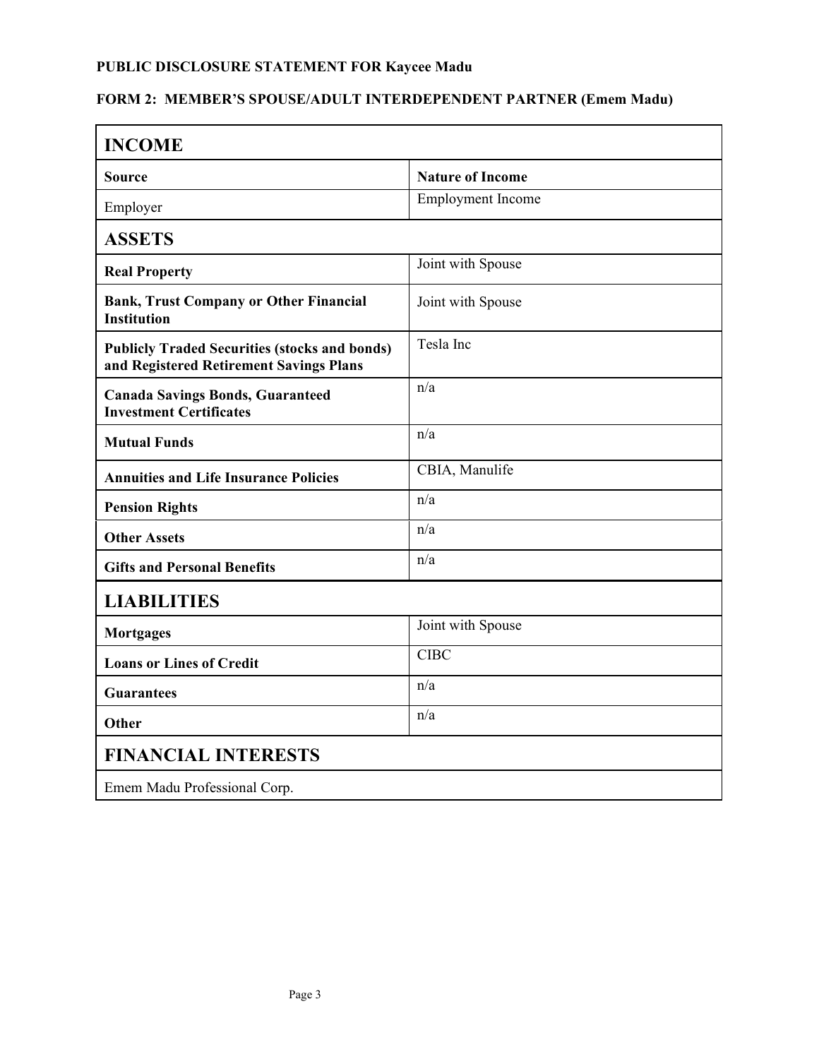**PUBLIC DISCLOSURE STATEMENT FOR Kaycee Madu**

**FORM 2: MEMBER'S SPOUSE/ADULT INTERDEPENDENT PARTNER (Emem Madu)**

| **INCOME** | |
|---|---|
| **Source** | **Nature of Income** |
| Employer | Employment Income |
| **ASSETS** | |
| **Real Property** | Joint with Spouse |
| **Bank, Trust Company or Other Financial Institution** | Joint with Spouse |
| **Publicly Traded Securities (stocks and bonds) and Registered Retirement Savings Plans** | Tesla Inc |
| **Canada Savings Bonds, Guaranteed Investment Certificates** | n/a |
| **Mutual Funds** | n/a |
| **Annuities and Life Insurance Policies** | CBIA, Manulife |
| **Pension Rights** | n/a |
| **Other Assets** | n/a |
| **Gifts and Personal Benefits** | n/a |
| **LIABILITIES** | |
| **Mortgages** | Joint with Spouse |
| **Loans or Lines of Credit** | CIBC |
| **Guarantees** | n/a |
| **Other** | n/a |
| **FINANCIAL INTERESTS** | |
| Emem Madu Professional Corp. | |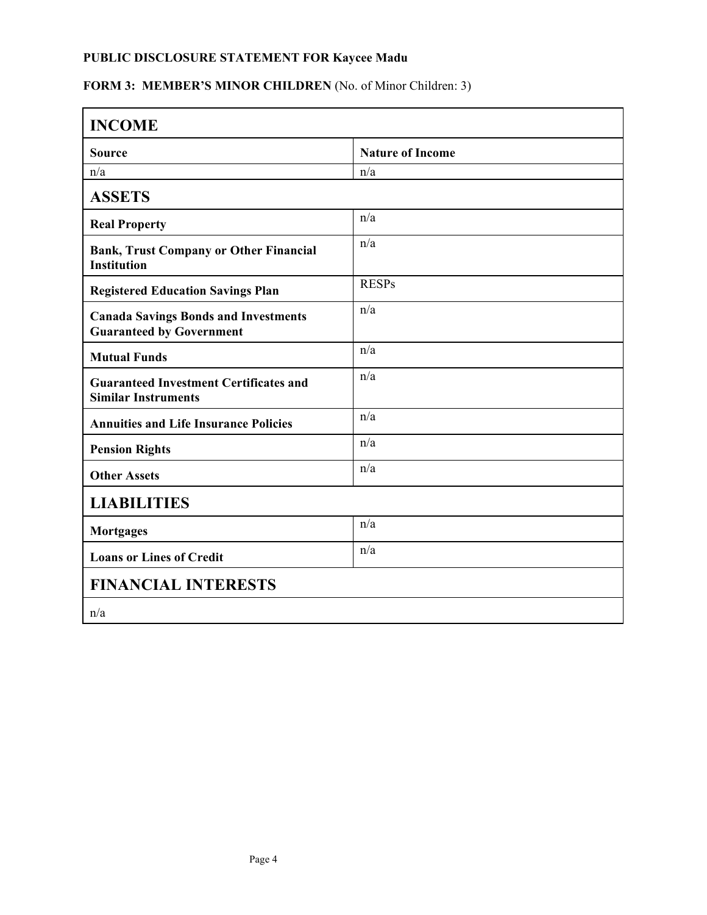**PUBLIC DISCLOSURE STATEMENT FOR Kaycee Madu**

**FORM 3: MEMBER'S MINOR CHILDREN** (No. of Minor Children: 3)

| **INCOME** | |
|---|---|
| **Source** | **Nature of Income** |
| n/a | n/a |
| **ASSETS** | |
| **Real Property** | n/a |
| **Bank, Trust Company or Other Financial Institution** | n/a |
| **Registered Education Savings Plan** | RESPs |
| **Canada Savings Bonds and Investments Guaranteed by Government** | n/a |
| **Mutual Funds** | n/a |
| **Guaranteed Investment Certificates and Similar Instruments** | n/a |
| **Annuities and Life Insurance Policies** | n/a |
| **Pension Rights** | n/a |
| **Other Assets** | n/a |
| **LIABILITIES** | |
| **Mortgages** | n/a |
| **Loans or Lines of Credit** | n/a |
| **FINANCIAL INTERESTS** | |
| n/a | |